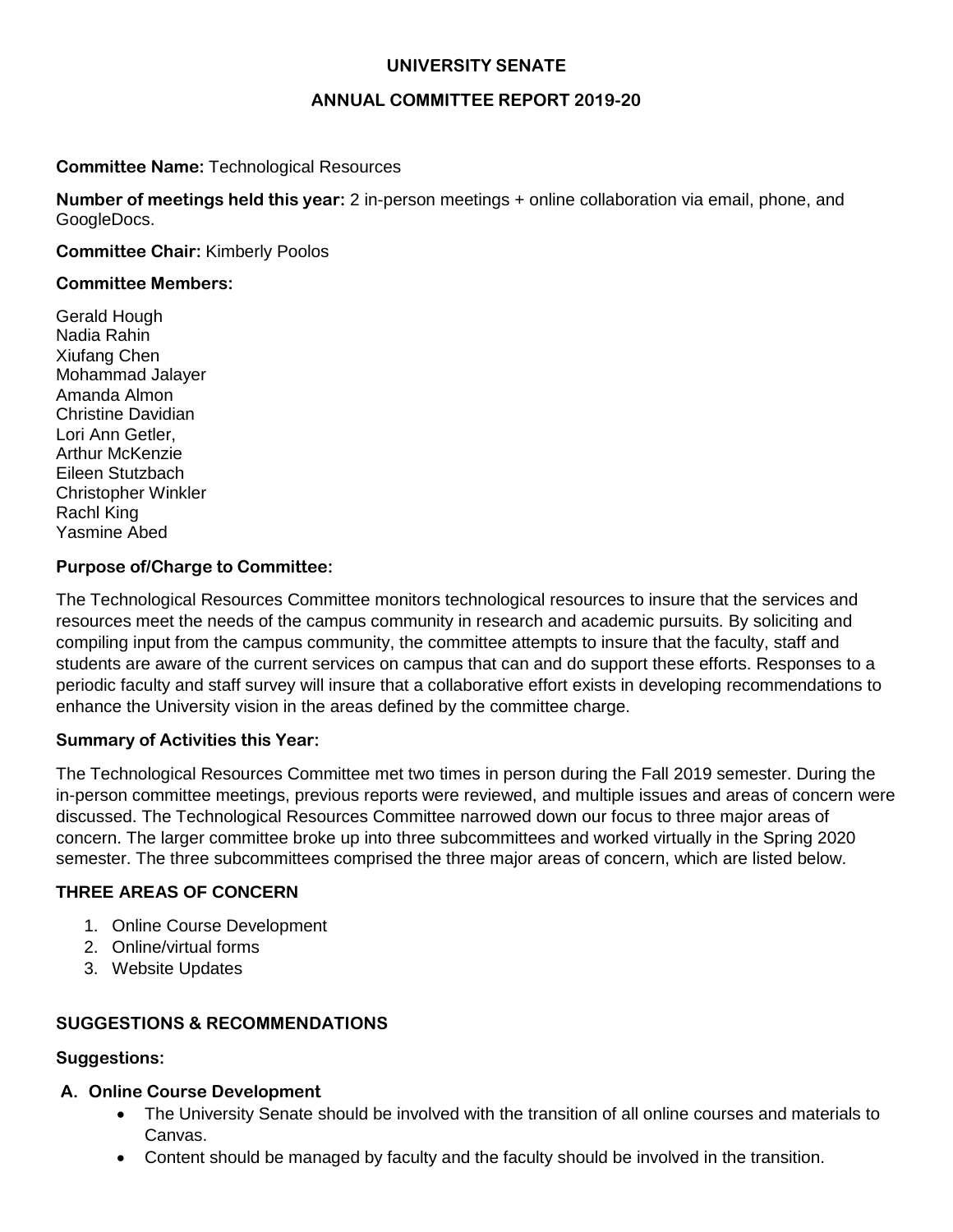**UNIVERSITY SENATE**

**ANNUAL COMMITTEE REPORT 2019-20**

**Committee Name:** Technological Resources

**Number of meetings held this year:** 2 in-person meetings + online collaboration via email, phone, and GoogleDocs.

**Committee Chair:** Kimberly Poolos

**Committee Members:**

Gerald Hough
Nadia Rahin
Xiufang Chen
Mohammad Jalayer
Amanda Almon
Christine Davidian
Lori Ann Getler,
Arthur McKenzie
Eileen Stutzbach
Christopher Winkler
Rachl King
Yasmine Abed

**Purpose of/Charge to Committee:**

The Technological Resources Committee monitors technological resources to insure that the services and resources meet the needs of the campus community in research and academic pursuits. By soliciting and compiling input from the campus community, the committee attempts to insure that the faculty, staff and students are aware of the current services on campus that can and do support these efforts. Responses to a periodic faculty and staff survey will insure that a collaborative effort exists in developing recommendations to enhance the University vision in the areas defined by the committee charge.

**Summary of Activities this Year:**

The Technological Resources Committee met two times in person during the Fall 2019 semester. During the in-person committee meetings, previous reports were reviewed, and multiple issues and areas of concern were discussed. The Technological Resources Committee narrowed down our focus to three major areas of concern. The larger committee broke up into three subcommittees and worked virtually in the Spring 2020 semester. The three subcommittees comprised the three major areas of concern, which are listed below.

**THREE AREAS OF CONCERN**

1. Online Course Development
2. Online/virtual forms
3. Website Updates

**SUGGESTIONS & RECOMMENDATIONS**

**Suggestions:**

**A. Online Course Development**

- The University Senate should be involved with the transition of all online courses and materials to Canvas.
- Content should be managed by faculty and the faculty should be involved in the transition.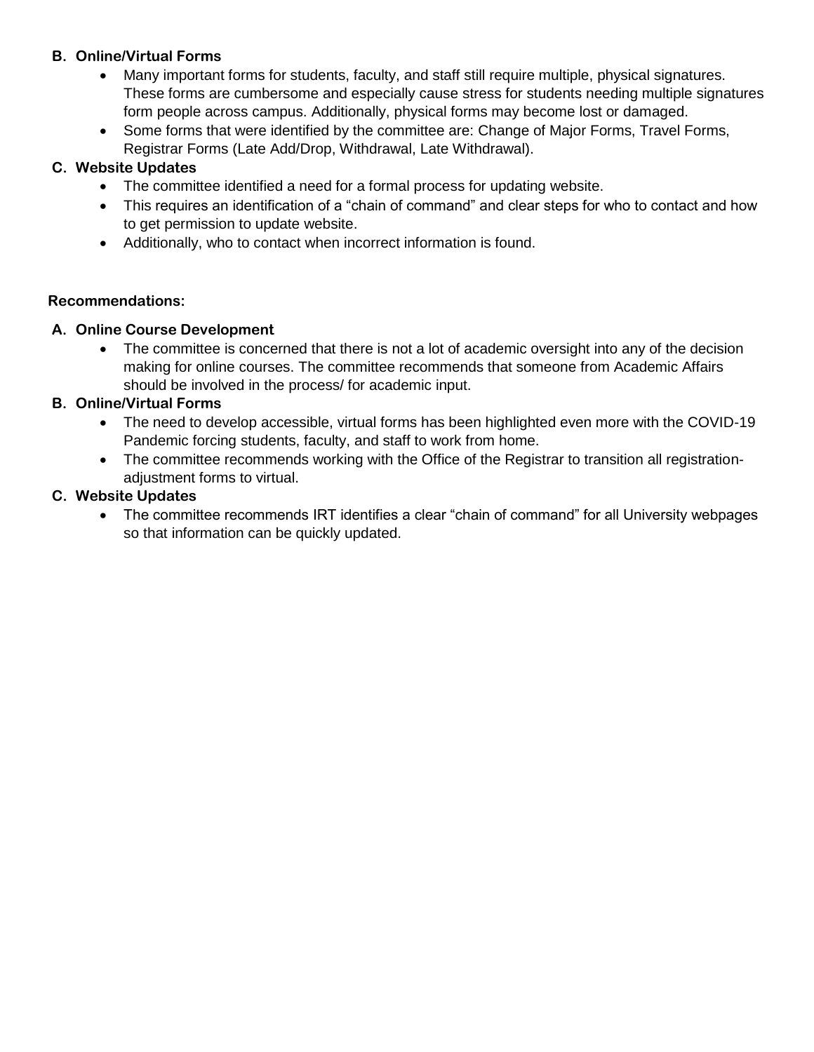**B. Online/Virtual Forms**

- Many important forms for students, faculty, and staff still require multiple, physical signatures. These forms are cumbersome and especially cause stress for students needing multiple signatures form people across campus. Additionally, physical forms may become lost or damaged.
- Some forms that were identified by the committee are: Change of Major Forms, Travel Forms, Registrar Forms (Late Add/Drop, Withdrawal, Late Withdrawal).

**C. Website Updates**

- The committee identified a need for a formal process for updating website.
- This requires an identification of a “chain of command” and clear steps for who to contact and how to get permission to update website.
- Additionally, who to contact when incorrect information is found.

**Recommendations:**

**A. Online Course Development**

- The committee is concerned that there is not a lot of academic oversight into any of the decision making for online courses. The committee recommends that someone from Academic Affairs should be involved in the process/ for academic input.

**B. Online/Virtual Forms**

- The need to develop accessible, virtual forms has been highlighted even more with the COVID-19 Pandemic forcing students, faculty, and staff to work from home.
- The committee recommends working with the Office of the Registrar to transition all registration-adjustment forms to virtual.

**C. Website Updates**

- The committee recommends IRT identifies a clear “chain of command” for all University webpages so that information can be quickly updated.